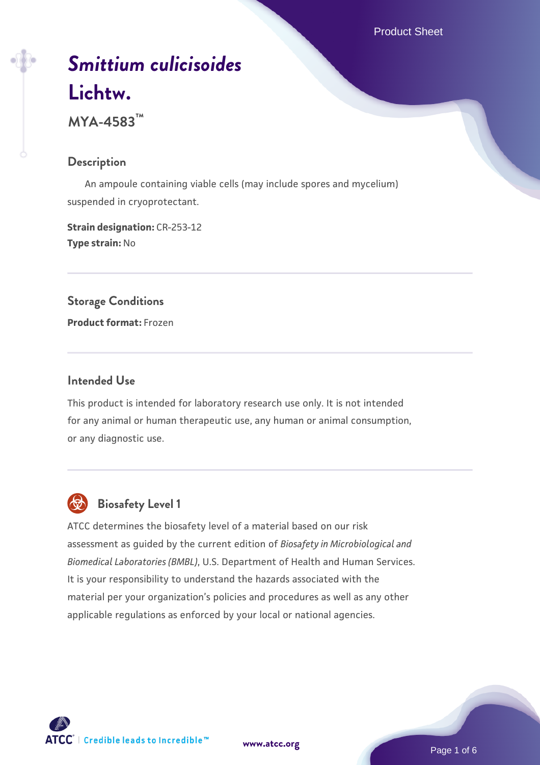# *Smittium culicisoides* Lichtw.

**MYA-4583™**

## Description

An ampoule containing viable cells (may include spores and mycelium) suspended in cryoprotectant.

**Strain designation:** CR-253-12
**Type strain:** No

## Storage Conditions

**Product format:** Frozen

## Intended Use

This product is intended for laboratory research use only. It is not intended for any animal or human therapeutic use, any human or animal consumption, or any diagnostic use.

## Biosafety Level 1

ATCC determines the biosafety level of a material based on our risk assessment as guided by the current edition of *Biosafety in Microbiological and Biomedical Laboratories (BMBL)*, U.S. Department of Health and Human Services. It is your responsibility to understand the hazards associated with the material per your organization's policies and procedures as well as any other applicable regulations as enforced by your local or national agencies.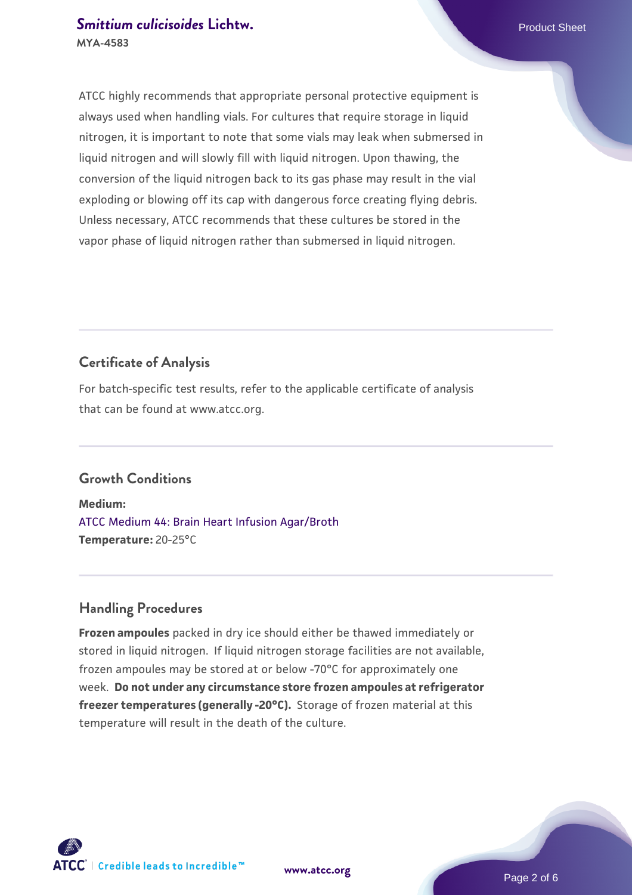ATCC highly recommends that appropriate personal protective equipment is always used when handling vials. For cultures that require storage in liquid nitrogen, it is important to note that some vials may leak when submersed in liquid nitrogen and will slowly fill with liquid nitrogen. Upon thawing, the conversion of the liquid nitrogen back to its gas phase may result in the vial exploding or blowing off its cap with dangerous force creating flying debris. Unless necessary, ATCC recommends that these cultures be stored in the vapor phase of liquid nitrogen rather than submersed in liquid nitrogen.

## Certificate of Analysis

For batch-specific test results, refer to the applicable certificate of analysis that can be found at www.atcc.org.

## Growth Conditions

**Medium:**
ATCC Medium 44: Brain Heart Infusion Agar/Broth
**Temperature:** 20-25°C

## Handling Procedures

**Frozen ampoules** packed in dry ice should either be thawed immediately or stored in liquid nitrogen. If liquid nitrogen storage facilities are not available, frozen ampoules may be stored at or below -70°C for approximately one week. **Do not under any circumstance store frozen ampoules at refrigerator freezer temperatures (generally -20°C).** Storage of frozen material at this temperature will result in the death of the culture.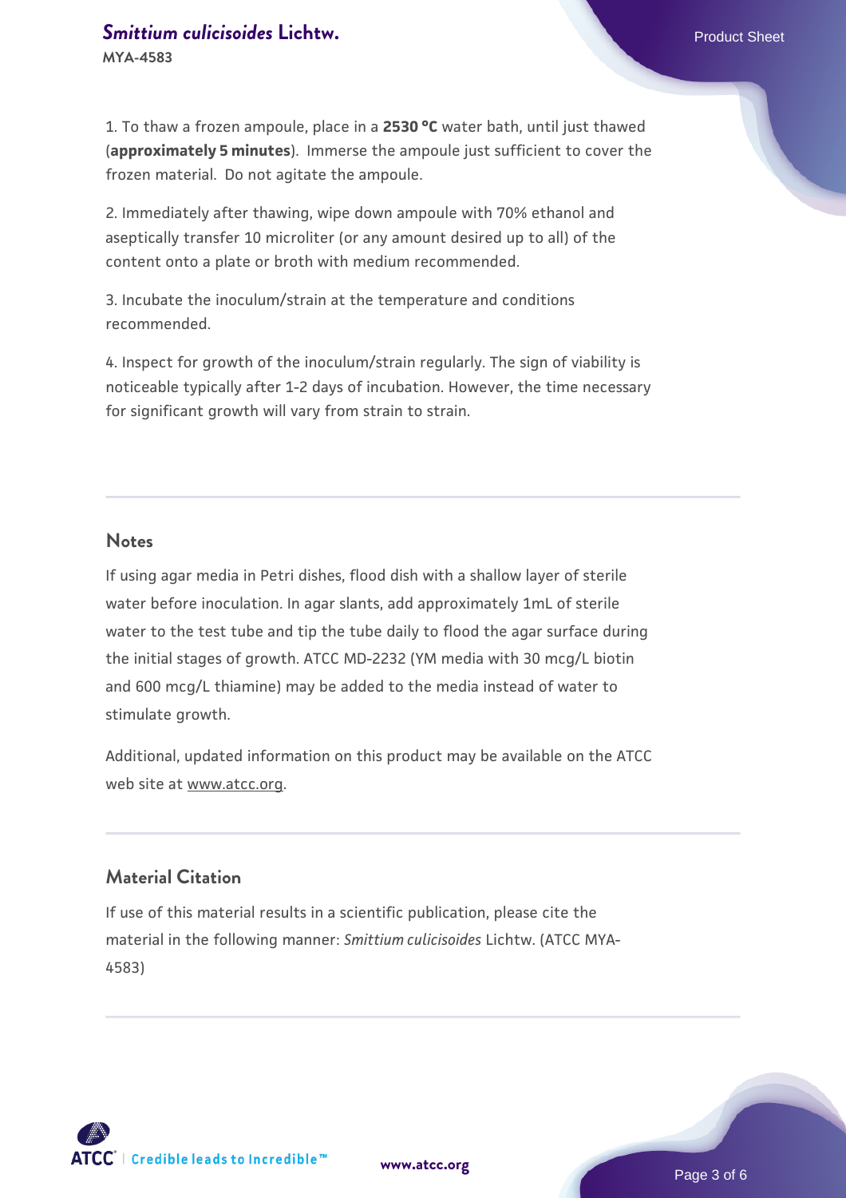1. To thaw a frozen ampoule, place in a **2530 °C** water bath, until just thawed (**approximately 5 minutes**). Immerse the ampoule just sufficient to cover the frozen material. Do not agitate the ampoule.

2. Immediately after thawing, wipe down ampoule with 70% ethanol and aseptically transfer 10 microliter (or any amount desired up to all) of the content onto a plate or broth with medium recommended.

3. Incubate the inoculum/strain at the temperature and conditions recommended.

4. Inspect for growth of the inoculum/strain regularly. The sign of viability is noticeable typically after 1-2 days of incubation. However, the time necessary for significant growth will vary from strain to strain.

## Notes

If using agar media in Petri dishes, flood dish with a shallow layer of sterile water before inoculation. In agar slants, add approximately 1mL of sterile water to the test tube and tip the tube daily to flood the agar surface during the initial stages of growth. ATCC MD-2232 (YM media with 30 mcg/L biotin and 600 mcg/L thiamine) may be added to the media instead of water to stimulate growth.

Additional, updated information on this product may be available on the ATCC web site at www.atcc.org.

## Material Citation

If use of this material results in a scientific publication, please cite the material in the following manner: *Smittium culicisoides* Lichtw. (ATCC MYA-4583)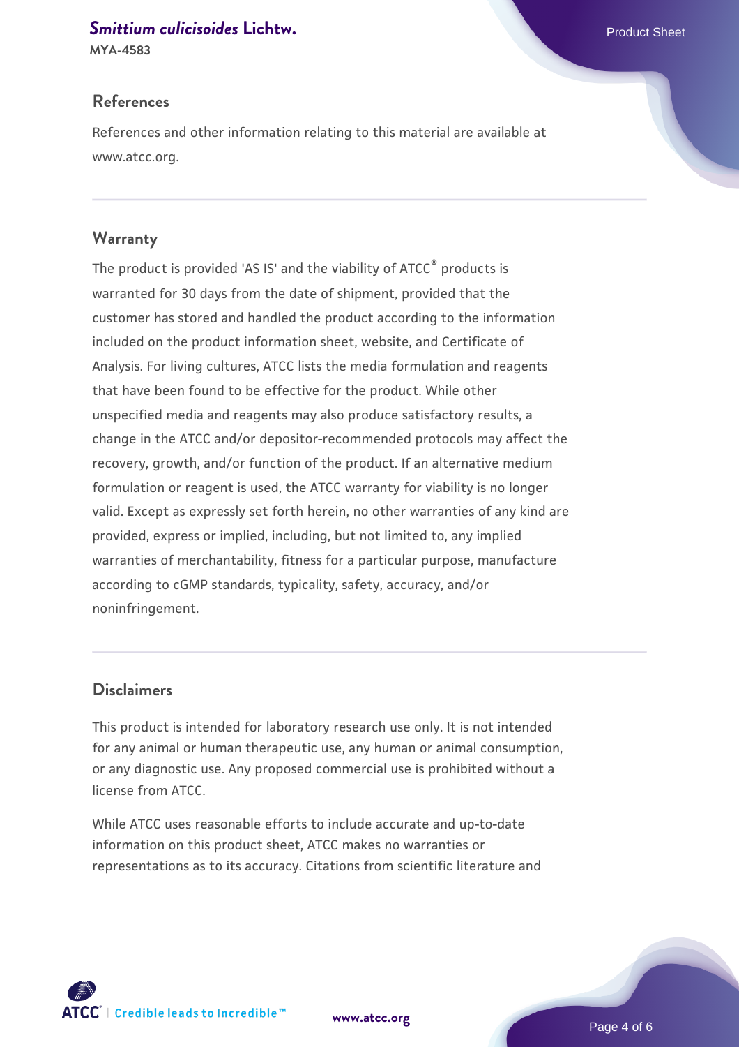## References

References and other information relating to this material are available at www.atcc.org.

## Warranty

The product is provided 'AS IS' and the viability of ATCC® products is warranted for 30 days from the date of shipment, provided that the customer has stored and handled the product according to the information included on the product information sheet, website, and Certificate of Analysis. For living cultures, ATCC lists the media formulation and reagents that have been found to be effective for the product. While other unspecified media and reagents may also produce satisfactory results, a change in the ATCC and/or depositor-recommended protocols may affect the recovery, growth, and/or function of the product. If an alternative medium formulation or reagent is used, the ATCC warranty for viability is no longer valid. Except as expressly set forth herein, no other warranties of any kind are provided, express or implied, including, but not limited to, any implied warranties of merchantability, fitness for a particular purpose, manufacture according to cGMP standards, typicality, safety, accuracy, and/or noninfringement.

## Disclaimers

This product is intended for laboratory research use only. It is not intended for any animal or human therapeutic use, any human or animal consumption, or any diagnostic use. Any proposed commercial use is prohibited without a license from ATCC.

While ATCC uses reasonable efforts to include accurate and up-to-date information on this product sheet, ATCC makes no warranties or representations as to its accuracy. Citations from scientific literature and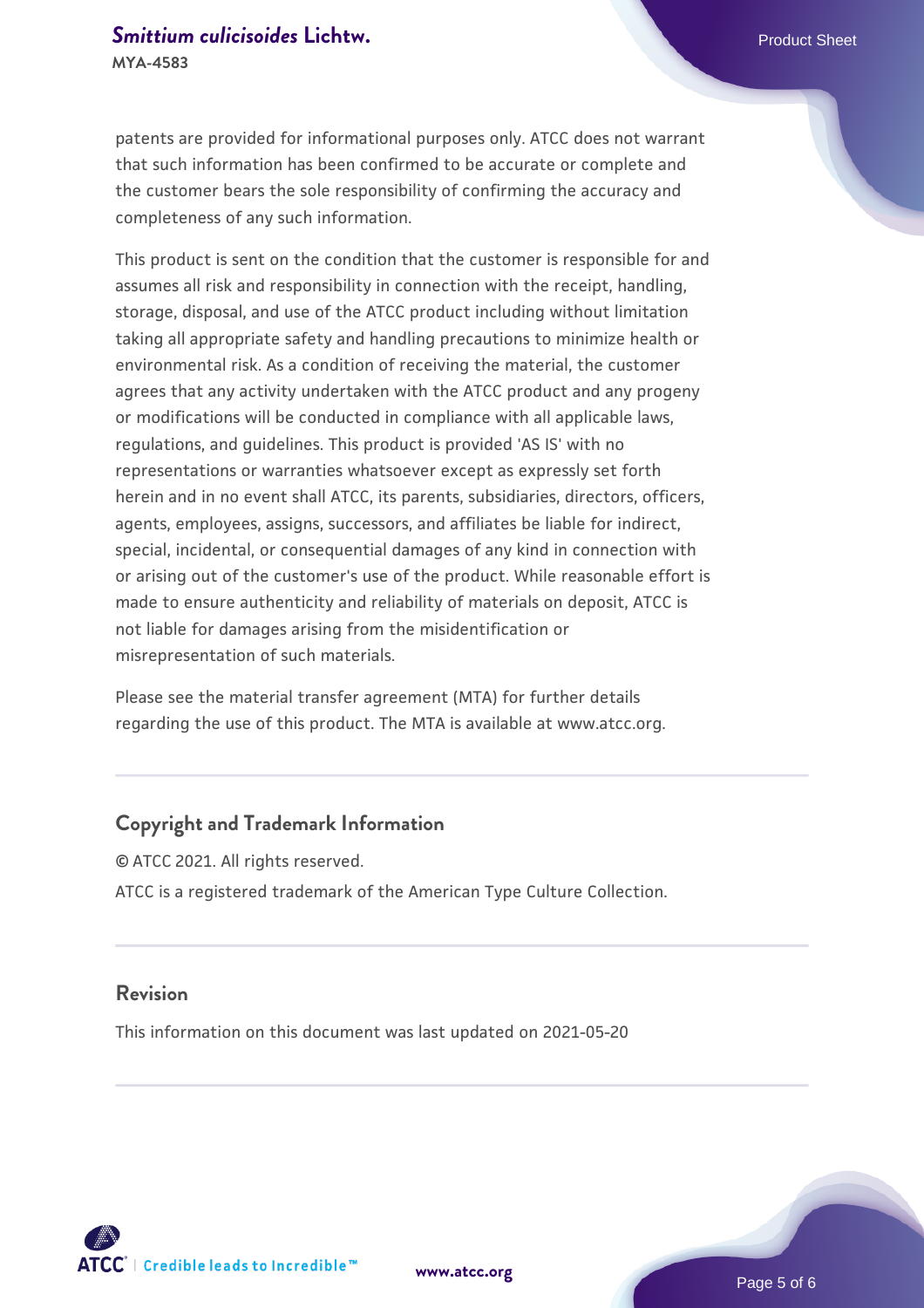patents are provided for informational purposes only. ATCC does not warrant that such information has been confirmed to be accurate or complete and the customer bears the sole responsibility of confirming the accuracy and completeness of any such information.

This product is sent on the condition that the customer is responsible for and assumes all risk and responsibility in connection with the receipt, handling, storage, disposal, and use of the ATCC product including without limitation taking all appropriate safety and handling precautions to minimize health or environmental risk. As a condition of receiving the material, the customer agrees that any activity undertaken with the ATCC product and any progeny or modifications will be conducted in compliance with all applicable laws, regulations, and guidelines. This product is provided 'AS IS' with no representations or warranties whatsoever except as expressly set forth herein and in no event shall ATCC, its parents, subsidiaries, directors, officers, agents, employees, assigns, successors, and affiliates be liable for indirect, special, incidental, or consequential damages of any kind in connection with or arising out of the customer's use of the product. While reasonable effort is made to ensure authenticity and reliability of materials on deposit, ATCC is not liable for damages arising from the misidentification or misrepresentation of such materials.

Please see the material transfer agreement (MTA) for further details regarding the use of this product. The MTA is available at www.atcc.org.

## Copyright and Trademark Information

© ATCC 2021. All rights reserved.

ATCC is a registered trademark of the American Type Culture Collection.

## Revision

This information on this document was last updated on 2021-05-20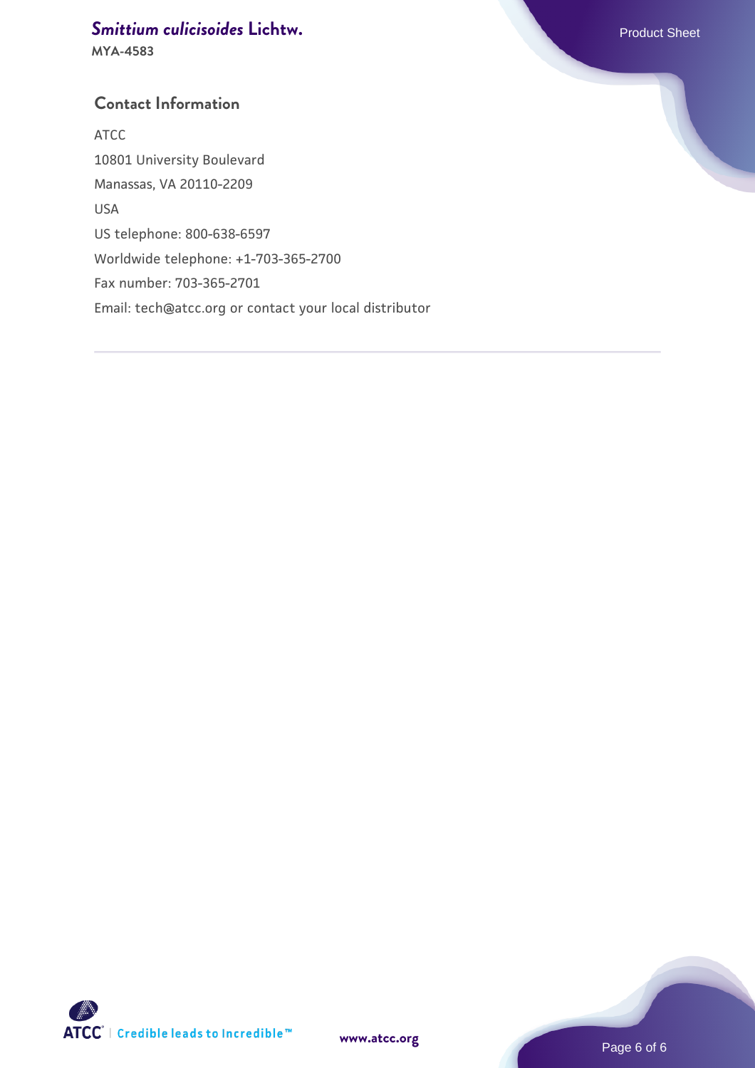## Contact Information

ATCC

10801 University Boulevard

Manassas, VA 20110-2209

USA

US telephone: 800-638-6597

Worldwide telephone: +1-703-365-2700

Fax number: 703-365-2701

Email: tech@atcc.org or contact your local distributor